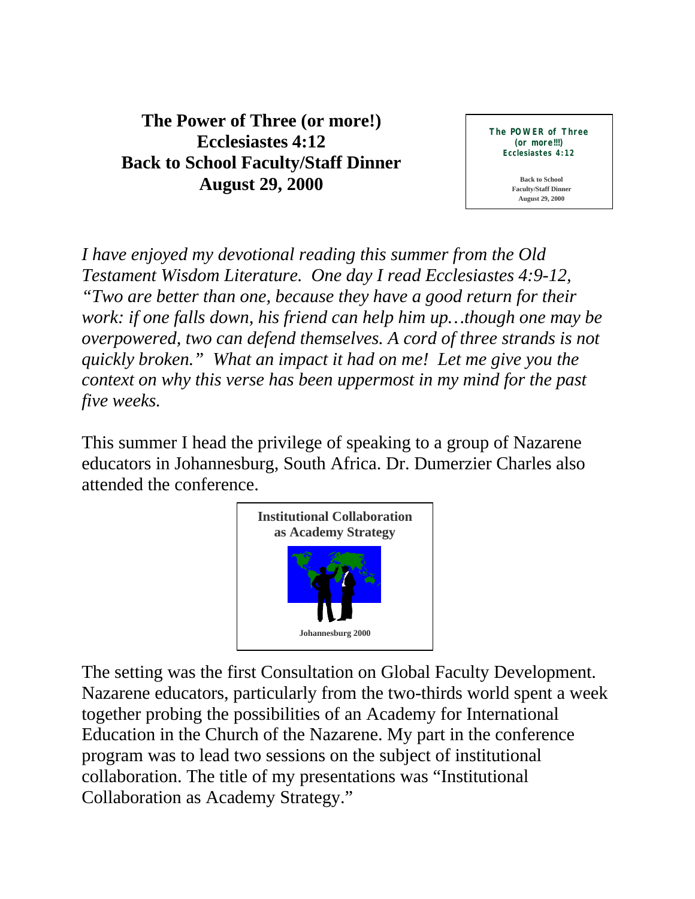# The Power of Three (or more!)
# Ecclesiastes 4:12
# Back to School Faculty/Staff Dinner
# August 29, 2000

The POWER of Three
(or more!!!)
Ecclesiastes 4:12

Back to School
Faculty/Staff Dinner
August 29, 2000

*I have enjoyed my devotional reading this summer from the Old Testament Wisdom Literature. One day I read Ecclesiastes 4:9-12, "Two are better than one, because they have a good return for their work: if one falls down, his friend can help him up…though one may be overpowered, two can defend themselves. A cord of three strands is not quickly broken." What an impact it had on me! Let me give you the context on why this verse has been uppermost in my mind for the past five weeks.*

This summer I head the privilege of speaking to a group of Nazarene educators in Johannesburg, South Africa. Dr. Dumerzier Charles also attended the conference.

Institutional Collaboration
as Academy Strategy

Johannesburg 2000

The setting was the first Consultation on Global Faculty Development. Nazarene educators, particularly from the two-thirds world spent a week together probing the possibilities of an Academy for International Education in the Church of the Nazarene. My part in the conference program was to lead two sessions on the subject of institutional collaboration. The title of my presentations was "Institutional Collaboration as Academy Strategy."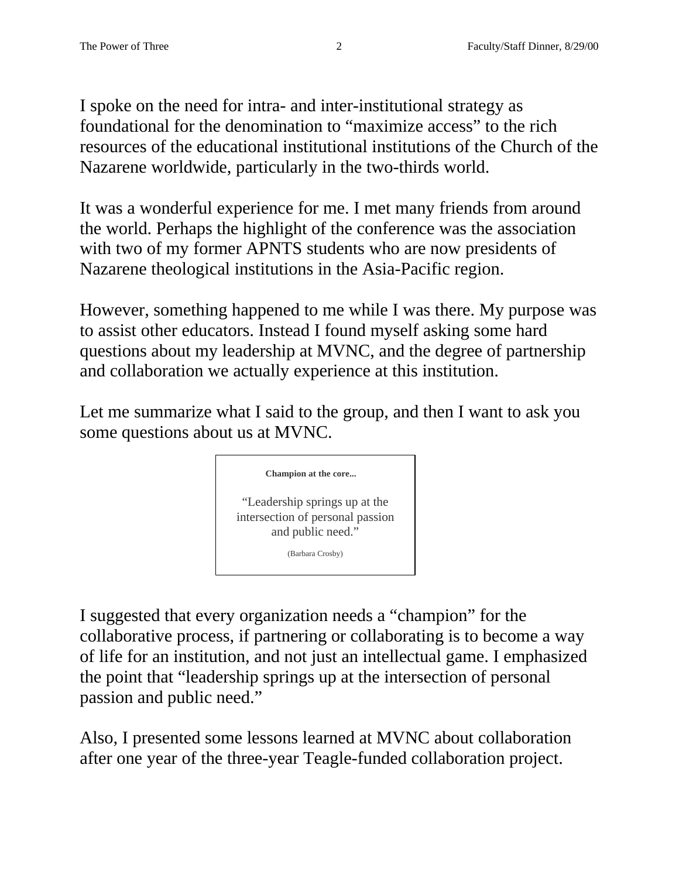I spoke on the need for intra- and inter-institutional strategy as foundational for the denomination to "maximize access" to the rich resources of the educational institutional institutions of the Church of the Nazarene worldwide, particularly in the two-thirds world.

It was a wonderful experience for me. I met many friends from around the world. Perhaps the highlight of the conference was the association with two of my former APNTS students who are now presidents of Nazarene theological institutions in the Asia-Pacific region.

However, something happened to me while I was there. My purpose was to assist other educators. Instead I found myself asking some hard questions about my leadership at MVNC, and the degree of partnership and collaboration we actually experience at this institution.

Let me summarize what I said to the group, and then I want to ask you some questions about us at MVNC.

> **Champion at the core...**
>
> "Leadership springs up at the intersection of personal passion and public need."
>
> (Barbara Crosby)

I suggested that every organization needs a "champion" for the collaborative process, if partnering or collaborating is to become a way of life for an institution, and not just an intellectual game. I emphasized the point that "leadership springs up at the intersection of personal passion and public need."

Also, I presented some lessons learned at MVNC about collaboration after one year of the three-year Teagle-funded collaboration project.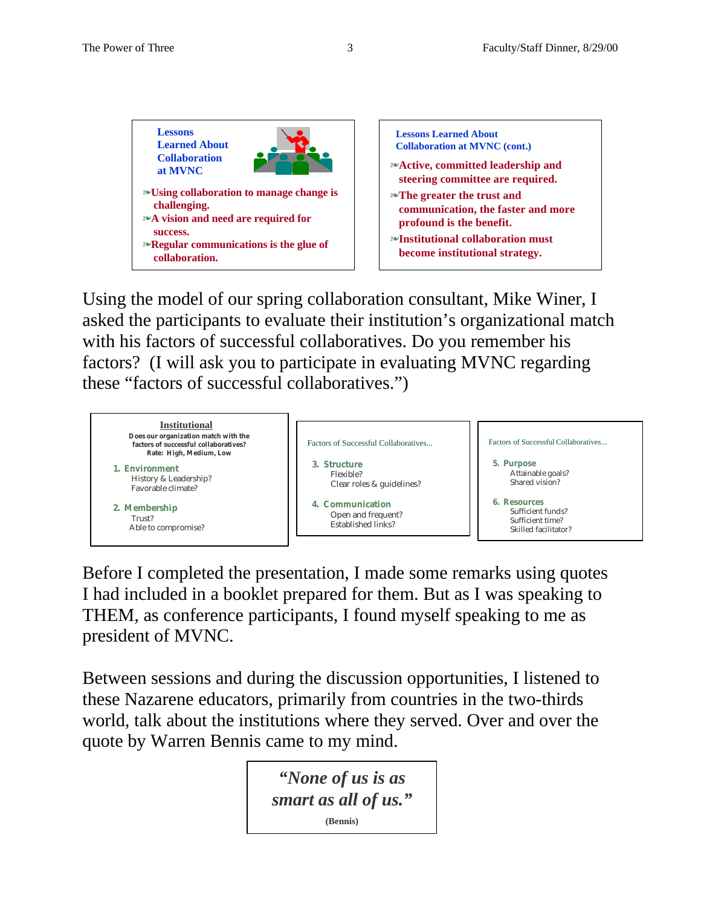**Lessons Learned About Collaboration at MVNC**

- Using collaboration to manage change is challenging.
- A vision and need are required for success.
- Regular communications is the glue of collaboration.

**Lessons Learned About Collaboration at MVNC (cont.)**

- Active, committed leadership and steering committee are required.
- The greater the trust and communication, the faster and more profound is the benefit.
- Institutional collaboration must become institutional strategy.

Using the model of our spring collaboration consultant, Mike Winer, I asked the participants to evaluate their institution's organizational match with his factors of successful collaboratives. Do you remember his factors? (I will ask you to participate in evaluating MVNC regarding these "factors of successful collaboratives.")

**Institutional**

Does our organization match with the factors of successful collaboratives?
Rate: High, Medium, Low

1. **Environment**
   History & Leadership?
   Favorable climate?
2. **Membership**
   Trust?
   Able to compromise?

Factors of Successful Collaboratives...

3. **Structure**
   Flexible?
   Clear roles & guidelines?
4. **Communication**
   Open and frequent?
   Established links?

Factors of Successful Collaboratives...

5. **Purpose**
   Attainable goals?
   Shared vision?
6. **Resources**
   Sufficient funds?
   Sufficient time?
   Skilled facilitator?

Before I completed the presentation, I made some remarks using quotes I had included in a booklet prepared for them. But as I was speaking to THEM, as conference participants, I found myself speaking to me as president of MVNC.

Between sessions and during the discussion opportunities, I listened to these Nazarene educators, primarily from countries in the two-thirds world, talk about the institutions where they served. Over and over the quote by Warren Bennis came to my mind.

> ***"None of us is as smart as all of us."***
>
> **(Bennis)**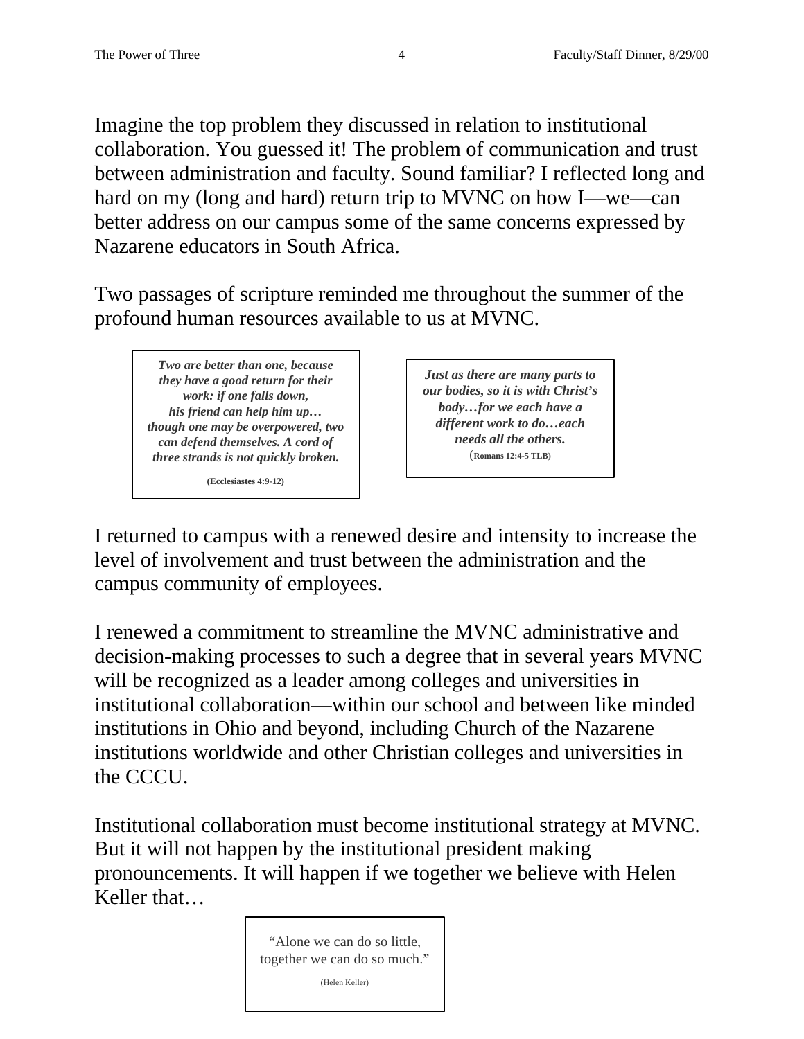Imagine the top problem they discussed in relation to institutional collaboration. You guessed it! The problem of communication and trust between administration and faculty. Sound familiar? I reflected long and hard on my (long and hard) return trip to MVNC on how I—we—can better address on our campus some of the same concerns expressed by Nazarene educators in South Africa.

Two passages of scripture reminded me throughout the summer of the profound human resources available to us at MVNC.

> ***Two are better than one, because they have a good return for their work: if one falls down, his friend can help him up… though one may be overpowered, two can defend themselves. A cord of three strands is not quickly broken.***
>
> **(Ecclesiastes 4:9-12)**

> ***Just as there are many parts to our bodies, so it is with Christ's body…for we each have a different work to do…each needs all the others.***
> (**Romans 12:4-5 TLB)**

I returned to campus with a renewed desire and intensity to increase the level of involvement and trust between the administration and the campus community of employees.

I renewed a commitment to streamline the MVNC administrative and decision-making processes to such a degree that in several years MVNC will be recognized as a leader among colleges and universities in institutional collaboration—within our school and between like minded institutions in Ohio and beyond, including Church of the Nazarene institutions worldwide and other Christian colleges and universities in the CCCU.

Institutional collaboration must become institutional strategy at MVNC. But it will not happen by the institutional president making pronouncements. It will happen if we together we believe with Helen Keller that…

> "Alone we can do so little, together we can do so much."
>
> (Helen Keller)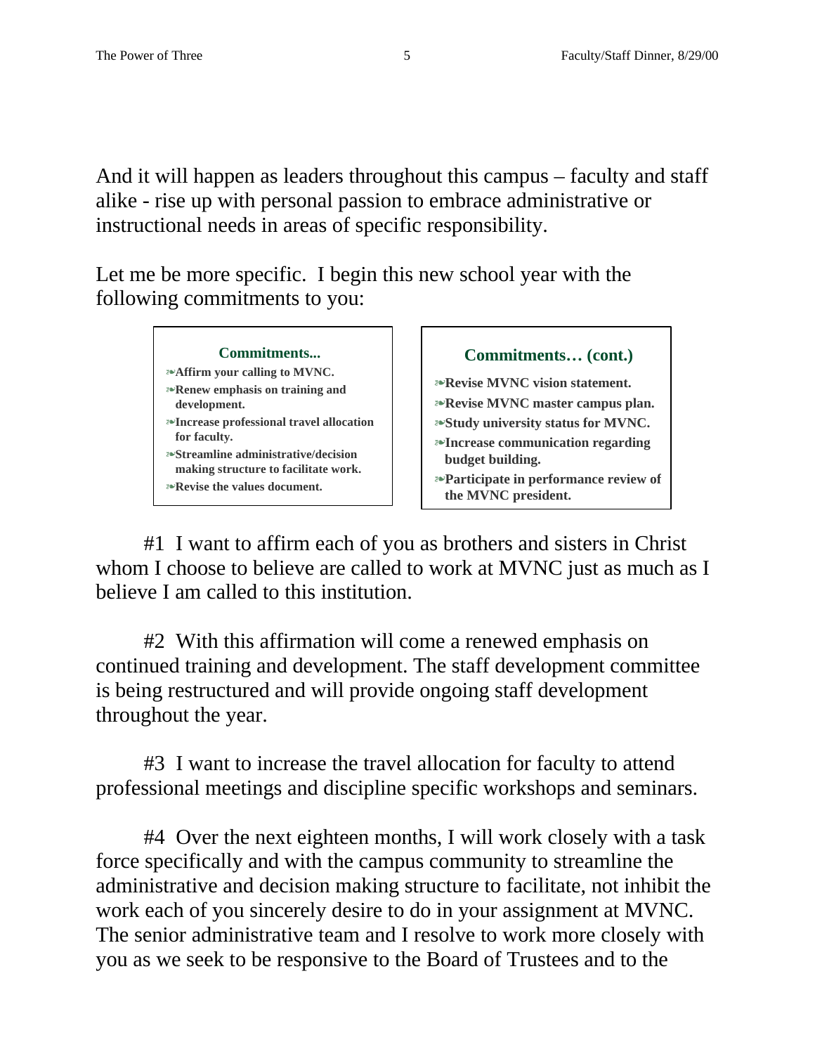And it will happen as leaders throughout this campus – faculty and staff alike - rise up with personal passion to embrace administrative or instructional needs in areas of specific responsibility.

Let me be more specific. I begin this new school year with the following commitments to you:

**Commitments...**

- **Affirm your calling to MVNC.**
- **Renew emphasis on training and development.**
- **Increase professional travel allocation for faculty.**
- **Streamline administrative/decision making structure to facilitate work.**
- **Revise the values document.**

**Commitments… (cont.)**

- **Revise MVNC vision statement.**
- **Revise MVNC master campus plan.**
- **Study university status for MVNC.**
- **Increase communication regarding budget building.**
- **Participate in performance review of the MVNC president.**

#1 I want to affirm each of you as brothers and sisters in Christ whom I choose to believe are called to work at MVNC just as much as I believe I am called to this institution.

#2 With this affirmation will come a renewed emphasis on continued training and development. The staff development committee is being restructured and will provide ongoing staff development throughout the year.

#3 I want to increase the travel allocation for faculty to attend professional meetings and discipline specific workshops and seminars.

#4 Over the next eighteen months, I will work closely with a task force specifically and with the campus community to streamline the administrative and decision making structure to facilitate, not inhibit the work each of you sincerely desire to do in your assignment at MVNC. The senior administrative team and I resolve to work more closely with you as we seek to be responsive to the Board of Trustees and to the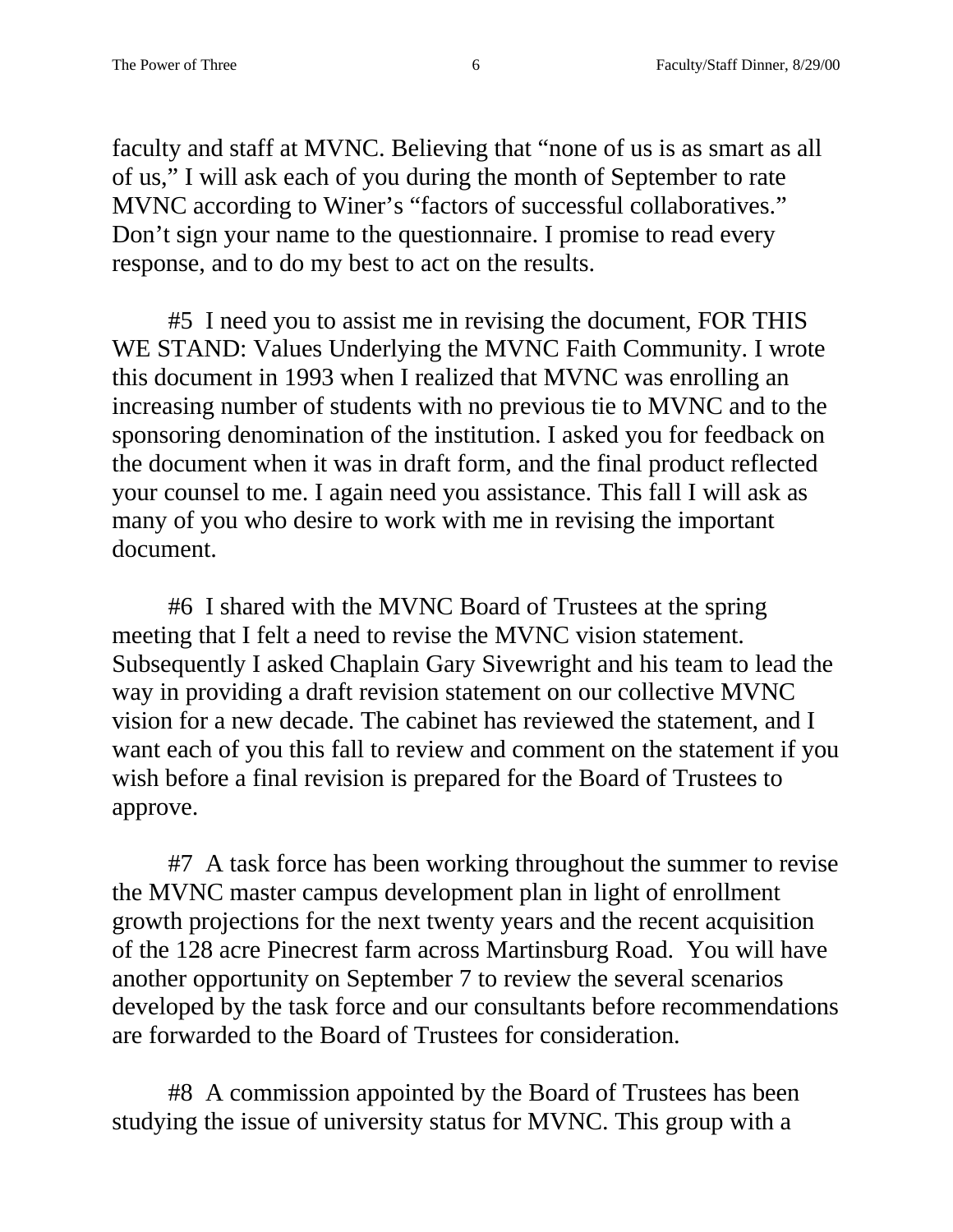faculty and staff at MVNC. Believing that "none of us is as smart as all of us," I will ask each of you during the month of September to rate MVNC according to Winer's "factors of successful collaboratives." Don't sign your name to the questionnaire. I promise to read every response, and to do my best to act on the results.

#5  I need you to assist me in revising the document, FOR THIS WE STAND: Values Underlying the MVNC Faith Community. I wrote this document in 1993 when I realized that MVNC was enrolling an increasing number of students with no previous tie to MVNC and to the sponsoring denomination of the institution. I asked you for feedback on the document when it was in draft form, and the final product reflected your counsel to me. I again need you assistance. This fall I will ask as many of you who desire to work with me in revising the important document.

#6  I shared with the MVNC Board of Trustees at the spring meeting that I felt a need to revise the MVNC vision statement. Subsequently I asked Chaplain Gary Sivewright and his team to lead the way in providing a draft revision statement on our collective MVNC vision for a new decade. The cabinet has reviewed the statement, and I want each of you this fall to review and comment on the statement if you wish before a final revision is prepared for the Board of Trustees to approve.

#7  A task force has been working throughout the summer to revise the MVNC master campus development plan in light of enrollment growth projections for the next twenty years and the recent acquisition of the 128 acre Pinecrest farm across Martinsburg Road.  You will have another opportunity on September 7 to review the several scenarios developed by the task force and our consultants before recommendations are forwarded to the Board of Trustees for consideration.

#8  A commission appointed by the Board of Trustees has been studying the issue of university status for MVNC. This group with a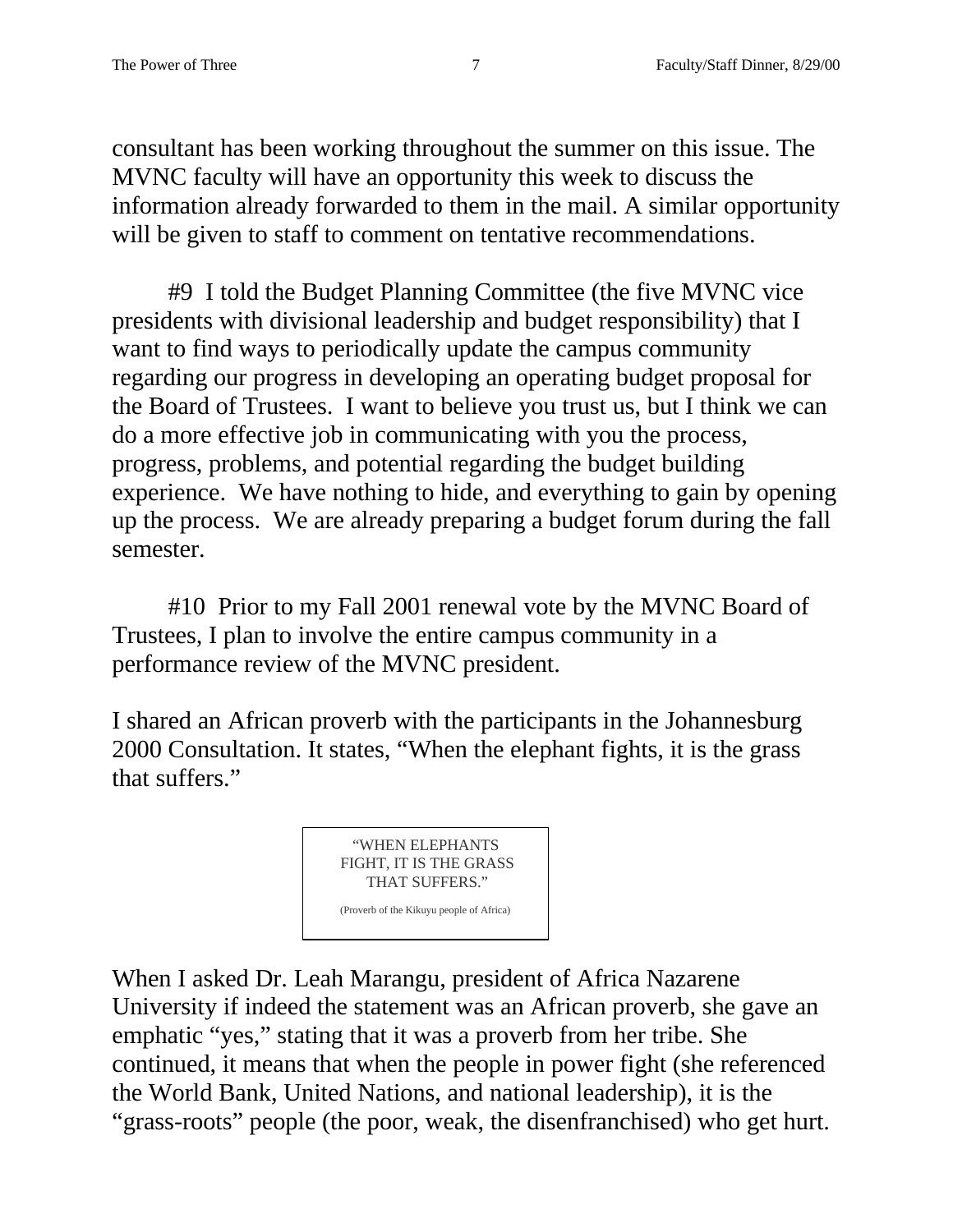consultant has been working throughout the summer on this issue. The MVNC faculty will have an opportunity this week to discuss the information already forwarded to them in the mail. A similar opportunity will be given to staff to comment on tentative recommendations.

#9 I told the Budget Planning Committee (the five MVNC vice presidents with divisional leadership and budget responsibility) that I want to find ways to periodically update the campus community regarding our progress in developing an operating budget proposal for the Board of Trustees. I want to believe you trust us, but I think we can do a more effective job in communicating with you the process, progress, problems, and potential regarding the budget building experience. We have nothing to hide, and everything to gain by opening up the process. We are already preparing a budget forum during the fall semester.

#10 Prior to my Fall 2001 renewal vote by the MVNC Board of Trustees, I plan to involve the entire campus community in a performance review of the MVNC president.

I shared an African proverb with the participants in the Johannesburg 2000 Consultation. It states, "When the elephant fights, it is the grass that suffers."

> "WHEN ELEPHANTS FIGHT, IT IS THE GRASS THAT SUFFERS."
>
> (Proverb of the Kikuyu people of Africa)

When I asked Dr. Leah Marangu, president of Africa Nazarene University if indeed the statement was an African proverb, she gave an emphatic "yes," stating that it was a proverb from her tribe. She continued, it means that when the people in power fight (she referenced the World Bank, United Nations, and national leadership), it is the "grass-roots" people (the poor, weak, the disenfranchised) who get hurt.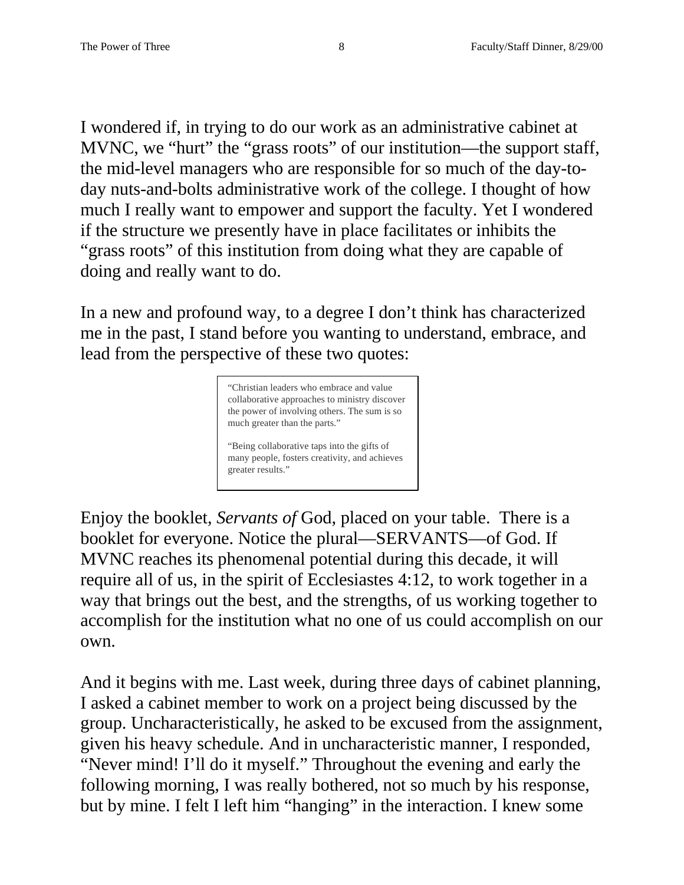I wondered if, in trying to do our work as an administrative cabinet at MVNC, we "hurt" the "grass roots" of our institution—the support staff, the mid-level managers who are responsible for so much of the day-to-day nuts-and-bolts administrative work of the college. I thought of how much I really want to empower and support the faculty. Yet I wondered if the structure we presently have in place facilitates or inhibits the "grass roots" of this institution from doing what they are capable of doing and really want to do.

In a new and profound way, to a degree I don't think has characterized me in the past, I stand before you wanting to understand, embrace, and lead from the perspective of these two quotes:

> "Christian leaders who embrace and value collaborative approaches to ministry discover the power of involving others. The sum is so much greater than the parts."
>
> "Being collaborative taps into the gifts of many people, fosters creativity, and achieves greater results."

Enjoy the booklet, *Servants of* God, placed on your table. There is a booklet for everyone. Notice the plural—SERVANTS—of God. If MVNC reaches its phenomenal potential during this decade, it will require all of us, in the spirit of Ecclesiastes 4:12, to work together in a way that brings out the best, and the strengths, of us working together to accomplish for the institution what no one of us could accomplish on our own.

And it begins with me. Last week, during three days of cabinet planning, I asked a cabinet member to work on a project being discussed by the group. Uncharacteristically, he asked to be excused from the assignment, given his heavy schedule. And in uncharacteristic manner, I responded, "Never mind! I'll do it myself." Throughout the evening and early the following morning, I was really bothered, not so much by his response, but by mine. I felt I left him "hanging" in the interaction. I knew some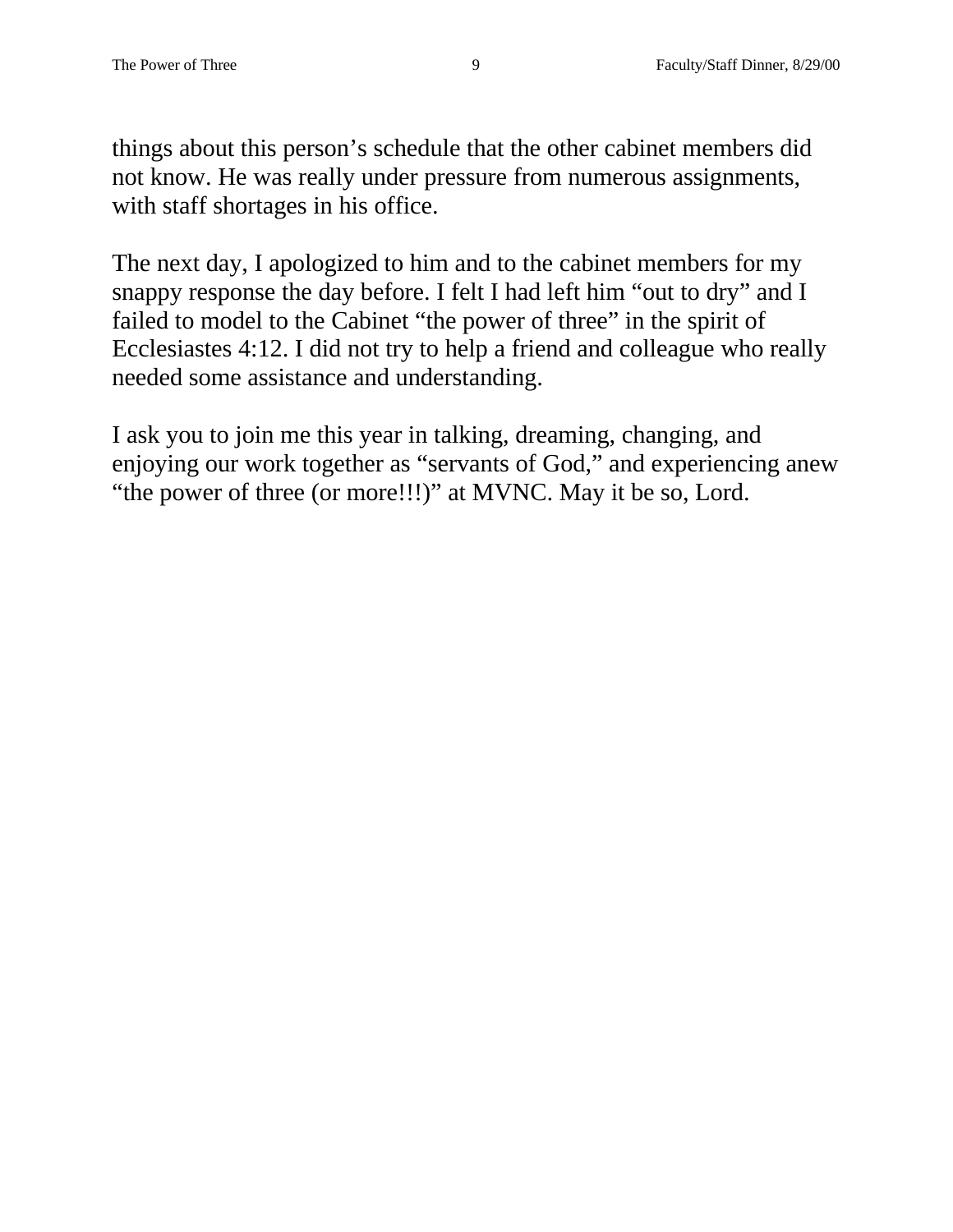things about this person’s schedule that the other cabinet members did not know. He was really under pressure from numerous assignments, with staff shortages in his office.

The next day, I apologized to him and to the cabinet members for my snappy response the day before. I felt I had left him “out to dry” and I failed to model to the Cabinet “the power of three” in the spirit of Ecclesiastes 4:12. I did not try to help a friend and colleague who really needed some assistance and understanding.

I ask you to join me this year in talking, dreaming, changing, and enjoying our work together as “servants of God,” and experiencing anew “the power of three (or more!!!)” at MVNC. May it be so, Lord.